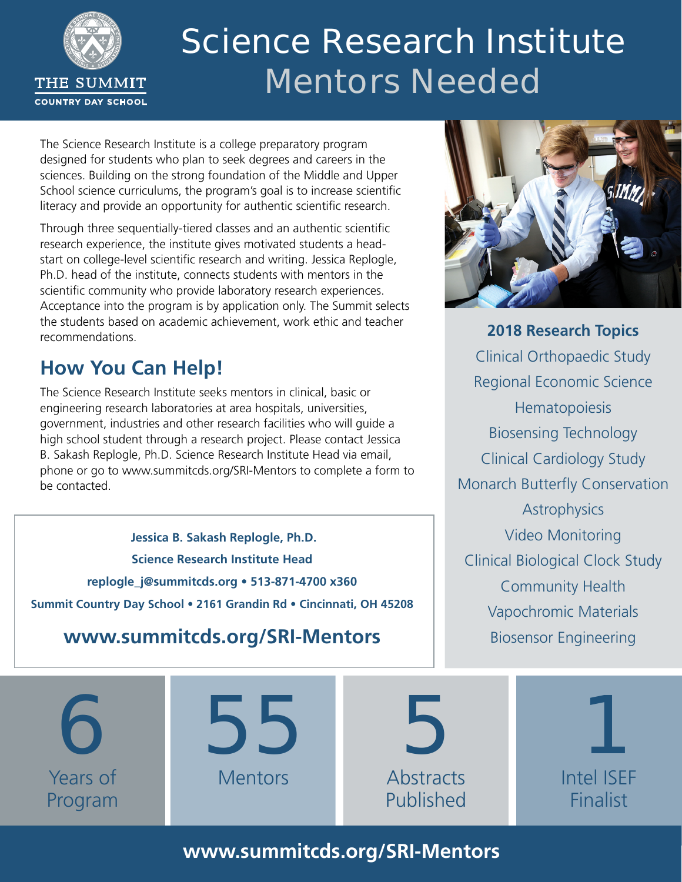THE SUMMIT

COUNTRY DAY SCHOOL

# Science Research Institute

# Mentors Needed

The Science Research Institute is a college preparatory program designed for students who plan to seek degrees and careers in the sciences. Building on the strong foundation of the Middle and Upper School science curriculums, the program's goal is to increase scientific literacy and provide an opportunity for authentic scientific research.

Through three sequentially-tiered classes and an authentic scientific research experience, the institute gives motivated students a head-start on college-level scientific research and writing. Jessica Replogle, Ph.D. head of the institute, connects students with mentors in the scientific community who provide laboratory research experiences. Acceptance into the program is by application only. The Summit selects the students based on academic achievement, work ethic and teacher recommendations.

## How You Can Help!

The Science Research Institute seeks mentors in clinical, basic or engineering research laboratories at area hospitals, universities, government, industries and other research facilities who will guide a high school student through a research project. Please contact Jessica B. Sakash Replogle, Ph.D. Science Research Institute Head via email, phone or go to www.summitcds.org/SRI-Mentors to complete a form to be contacted.

**Jessica B. Sakash Replogle, Ph.D.**

**Science Research Institute Head**

**replogle_j@summitcds.org • 513-871-4700 x360**

**Summit Country Day School • 2161 Grandin Rd • Cincinnati, OH 45208**

**www.summitcds.org/SRI-Mentors**

### 2018 Research Topics

- Clinical Orthopaedic Study
- Regional Economic Science
- Hematopoiesis
- Biosensing Technology
- Clinical Cardiology Study
- Monarch Butterfly Conservation
- Astrophysics
- Video Monitoring
- Clinical Biological Clock Study
- Community Health
- Vapochromic Materials
- Biosensor Engineering

**6** Years of Program

**55** Mentors

**5** Abstracts Published

**1** Intel ISEF Finalist

**www.summitcds.org/SRI-Mentors**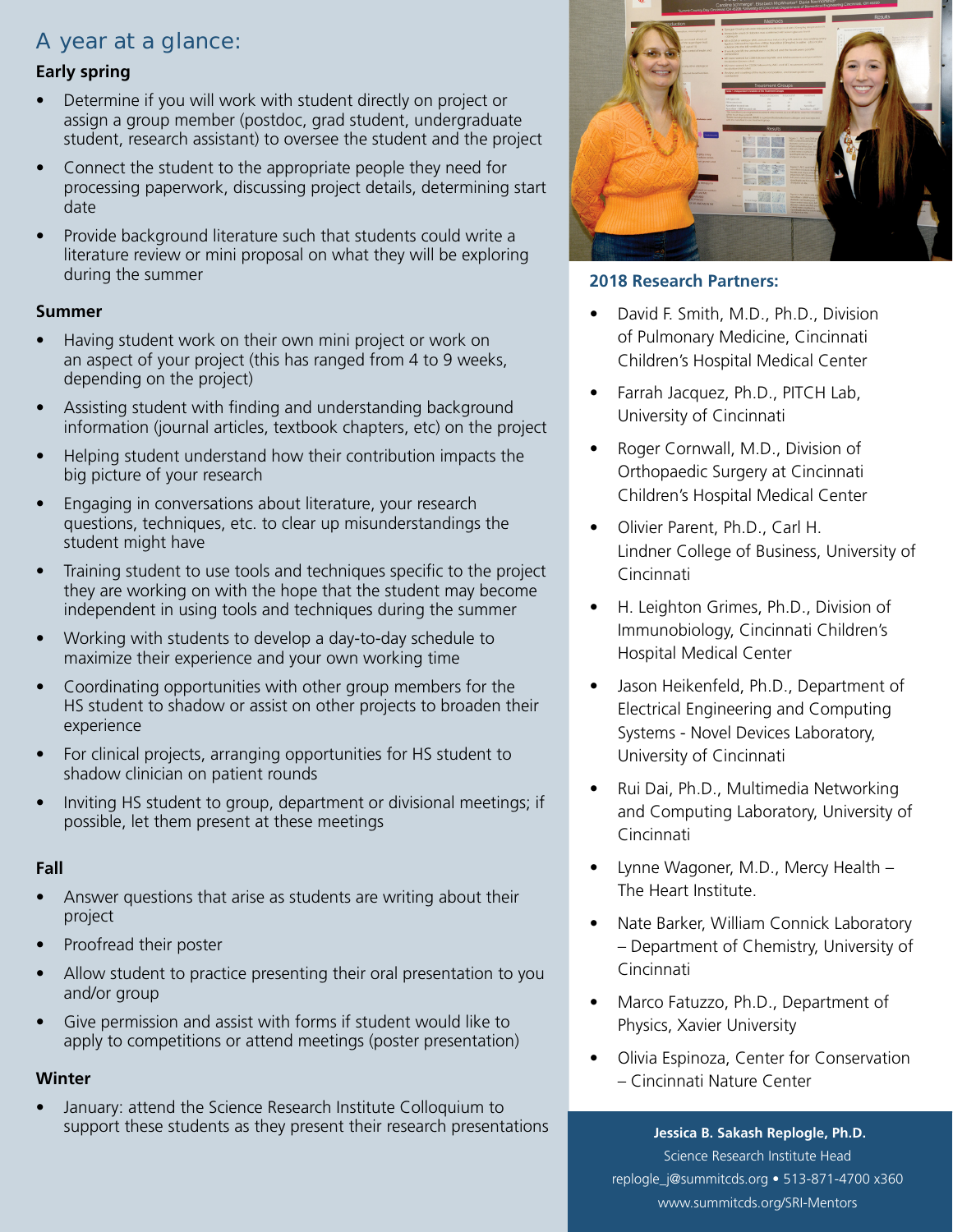## A year at a glance:

### Early spring

- Determine if you will work with student directly on project or assign a group member (postdoc, grad student, undergraduate student, research assistant) to oversee the student and the project
- Connect the student to the appropriate people they need for processing paperwork, discussing project details, determining start date
- Provide background literature such that students could write a literature review or mini proposal on what they will be exploring during the summer

### Summer

- Having student work on their own mini project or work on an aspect of your project (this has ranged from 4 to 9 weeks, depending on the project)
- Assisting student with finding and understanding background information (journal articles, textbook chapters, etc) on the project
- Helping student understand how their contribution impacts the big picture of your research
- Engaging in conversations about literature, your research questions, techniques, etc. to clear up misunderstandings the student might have
- Training student to use tools and techniques specific to the project they are working on with the hope that the student may become independent in using tools and techniques during the summer
- Working with students to develop a day-to-day schedule to maximize their experience and your own working time
- Coordinating opportunities with other group members for the HS student to shadow or assist on other projects to broaden their experience
- For clinical projects, arranging opportunities for HS student to shadow clinician on patient rounds
- Inviting HS student to group, department or divisional meetings; if possible, let them present at these meetings

### Fall

- Answer questions that arise as students are writing about their project
- Proofread their poster
- Allow student to practice presenting their oral presentation to you and/or group
- Give permission and assist with forms if student would like to apply to competitions or attend meetings (poster presentation)

### Winter

- January: attend the Science Research Institute Colloquium to support these students as they present their research presentations

### 2018 Research Partners:

- David F. Smith, M.D., Ph.D., Division of Pulmonary Medicine, Cincinnati Children's Hospital Medical Center
- Farrah Jacquez, Ph.D., PITCH Lab, University of Cincinnati
- Roger Cornwall, M.D., Division of Orthopaedic Surgery at Cincinnati Children's Hospital Medical Center
- Olivier Parent, Ph.D., Carl H. Lindner College of Business, University of Cincinnati
- H. Leighton Grimes, Ph.D., Division of Immunobiology, Cincinnati Children's Hospital Medical Center
- Jason Heikenfeld, Ph.D., Department of Electrical Engineering and Computing Systems - Novel Devices Laboratory, University of Cincinnati
- Rui Dai, Ph.D., Multimedia Networking and Computing Laboratory, University of Cincinnati
- Lynne Wagoner, M.D., Mercy Health – The Heart Institute.
- Nate Barker, William Connick Laboratory – Department of Chemistry, University of Cincinnati
- Marco Fatuzzo, Ph.D., Department of Physics, Xavier University
- Olivia Espinoza, Center for Conservation – Cincinnati Nature Center

**Jessica B. Sakash Replogle, Ph.D.**
Science Research Institute Head
replogle_j@summitcds.org • 513-871-4700 x360
www.summitcds.org/SRI-Mentors